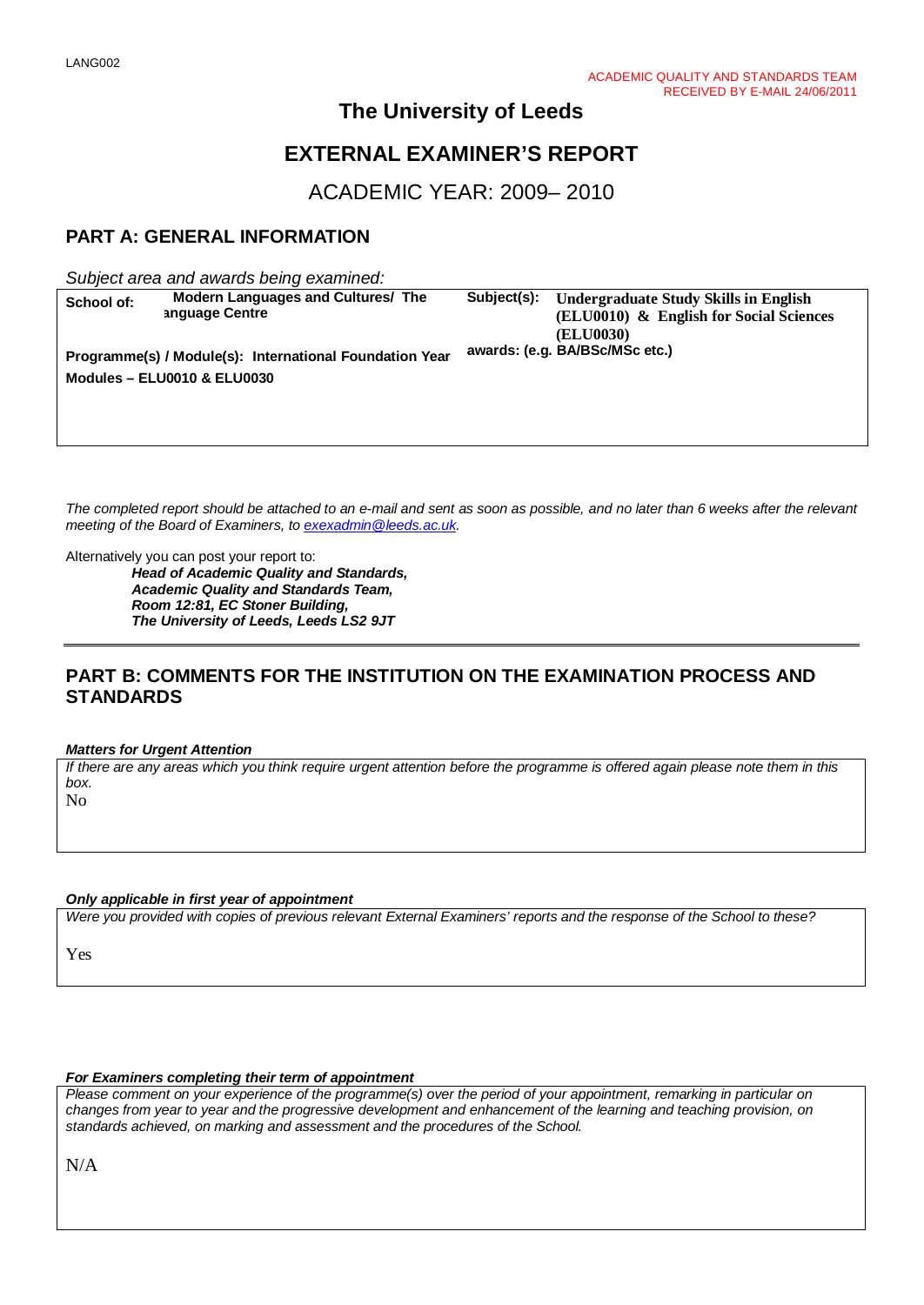LANG002

ACADEMIC QUALITY AND STANDARDS TEAM
RECEIVED BY E-MAIL 24/06/2011

# The University of Leeds

# EXTERNAL EXAMINER'S REPORT

## ACADEMIC YEAR: 2009– 2010

## PART A: GENERAL INFORMATION

*Subject area and awards being examined:*

| | |
|---|---|
| **School of:** Modern Languages and Cultures/ The Language Centre | **Subject(s):** **Undergraduate Study Skills in English (ELU0010) & English for Social Sciences (ELU0030)** |
| **Programme(s) / Module(s): International Foundation Year Modules – ELU0010 & ELU0030** | **awards: (e.g. BA/BSc/MSc etc.)** |

*The completed report should be attached to an e-mail and sent as soon as possible, and no later than 6 weeks after the relevant meeting of the Board of Examiners, to exexadmin@leeds.ac.uk.*

Alternatively you can post your report to:

***Head of Academic Quality and Standards,***
***Academic Quality and Standards Team,***
***Room 12:81, EC Stoner Building,***
***The University of Leeds, Leeds LS2 9JT***

## PART B: COMMENTS FOR THE INSTITUTION ON THE EXAMINATION PROCESS AND STANDARDS

***Matters for Urgent Attention***

*If there are any areas which you think require urgent attention before the programme is offered again please note them in this box.*

No

***Only applicable in first year of appointment***

*Were you provided with copies of previous relevant External Examiners' reports and the response of the School to these?*

Yes

***For Examiners completing their term of appointment***

*Please comment on your experience of the programme(s) over the period of your appointment, remarking in particular on changes from year to year and the progressive development and enhancement of the learning and teaching provision, on standards achieved, on marking and assessment and the procedures of the School.*

N/A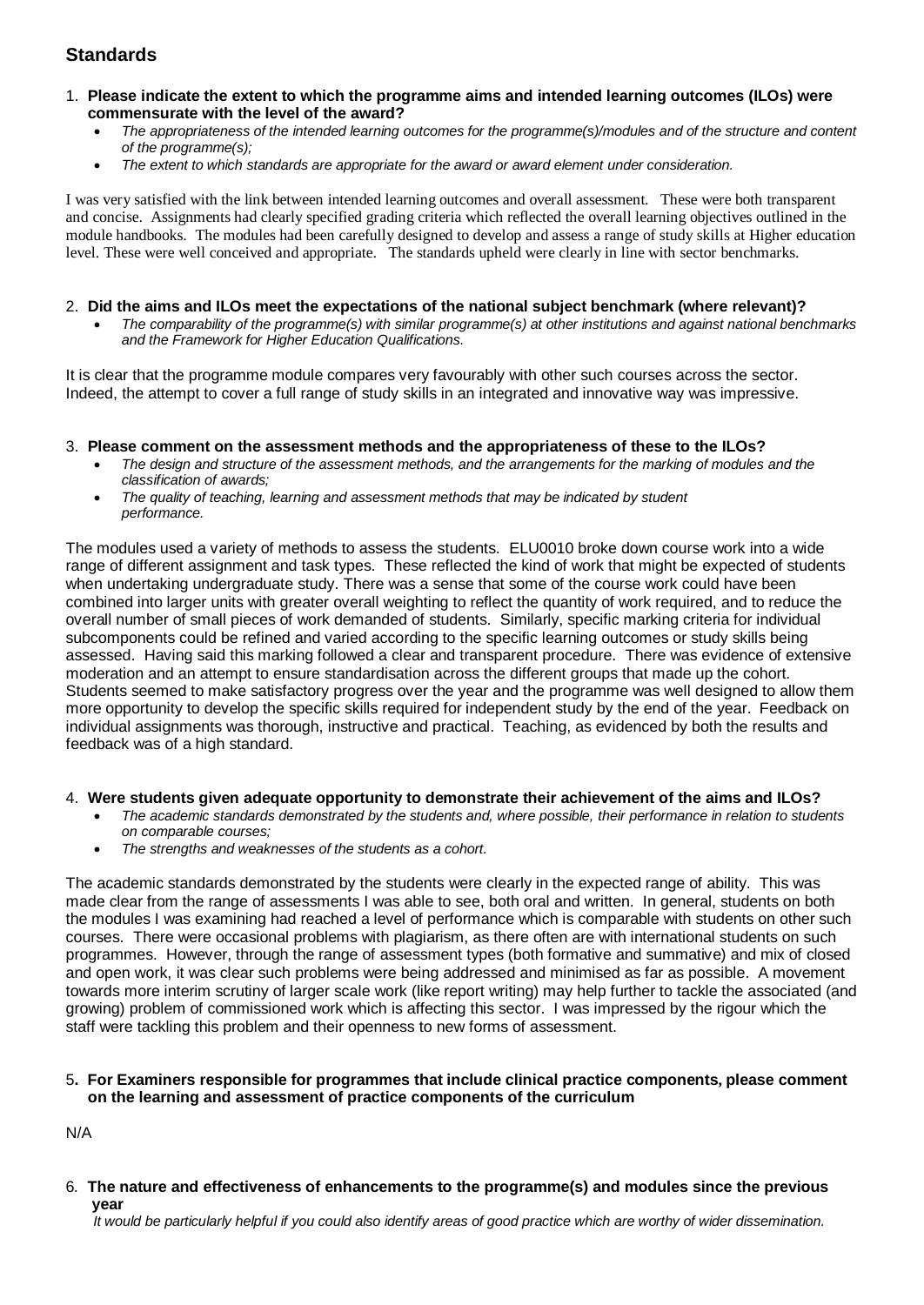## Standards

1. **Please indicate the extent to which the programme aims and intended learning outcomes (ILOs) were commensurate with the level of the award?**
   - *The appropriateness of the intended learning outcomes for the programme(s)/modules and of the structure and content of the programme(s);*
   - *The extent to which standards are appropriate for the award or award element under consideration.*

I was very satisfied with the link between intended learning outcomes and overall assessment. These were both transparent and concise. Assignments had clearly specified grading criteria which reflected the overall learning objectives outlined in the module handbooks. The modules had been carefully designed to develop and assess a range of study skills at Higher education level. These were well conceived and appropriate. The standards upheld were clearly in line with sector benchmarks.

2. **Did the aims and ILOs meet the expectations of the national subject benchmark (where relevant)?**
   - *The comparability of the programme(s) with similar programme(s) at other institutions and against national benchmarks and the Framework for Higher Education Qualifications.*

It is clear that the programme module compares very favourably with other such courses across the sector. Indeed, the attempt to cover a full range of study skills in an integrated and innovative way was impressive.

3. **Please comment on the assessment methods and the appropriateness of these to the ILOs?**
   - *The design and structure of the assessment methods, and the arrangements for the marking of modules and the classification of awards;*
   - *The quality of teaching, learning and assessment methods that may be indicated by student performance.*

The modules used a variety of methods to assess the students. ELU0010 broke down course work into a wide range of different assignment and task types. These reflected the kind of work that might be expected of students when undertaking undergraduate study. There was a sense that some of the course work could have been combined into larger units with greater overall weighting to reflect the quantity of work required, and to reduce the overall number of small pieces of work demanded of students. Similarly, specific marking criteria for individual subcomponents could be refined and varied according to the specific learning outcomes or study skills being assessed. Having said this marking followed a clear and transparent procedure. There was evidence of extensive moderation and an attempt to ensure standardisation across the different groups that made up the cohort. Students seemed to make satisfactory progress over the year and the programme was well designed to allow them more opportunity to develop the specific skills required for independent study by the end of the year. Feedback on individual assignments was thorough, instructive and practical. Teaching, as evidenced by both the results and feedback was of a high standard.

4. **Were students given adequate opportunity to demonstrate their achievement of the aims and ILOs?**
   - *The academic standards demonstrated by the students and, where possible, their performance in relation to students on comparable courses;*
   - *The strengths and weaknesses of the students as a cohort.*

The academic standards demonstrated by the students were clearly in the expected range of ability. This was made clear from the range of assessments I was able to see, both oral and written. In general, students on both the modules I was examining had reached a level of performance which is comparable with students on other such courses. There were occasional problems with plagiarism, as there often are with international students on such programmes. However, through the range of assessment types (both formative and summative) and mix of closed and open work, it was clear such problems were being addressed and minimised as far as possible. A movement towards more interim scrutiny of larger scale work (like report writing) may help further to tackle the associated (and growing) problem of commissioned work which is affecting this sector. I was impressed by the rigour which the staff were tackling this problem and their openness to new forms of assessment.

5. **For Examiners responsible for programmes that include clinical practice components, please comment on the learning and assessment of practice components of the curriculum**

N/A

6. **The nature and effectiveness of enhancements to the programme(s) and modules since the previous year**

*It would be particularly helpful if you could also identify areas of good practice which are worthy of wider dissemination.*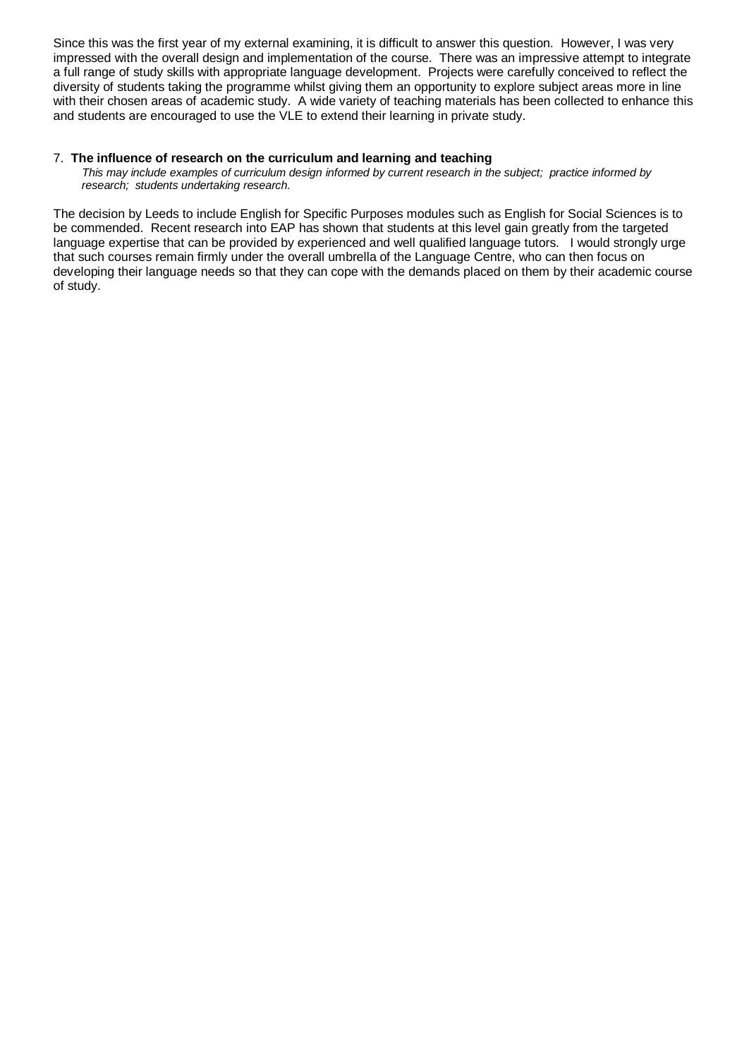Since this was the first year of my external examining, it is difficult to answer this question. However, I was very impressed with the overall design and implementation of the course. There was an impressive attempt to integrate a full range of study skills with appropriate language development. Projects were carefully conceived to reflect the diversity of students taking the programme whilst giving them an opportunity to explore subject areas more in line with their chosen areas of academic study. A wide variety of teaching materials has been collected to enhance this and students are encouraged to use the VLE to extend their learning in private study.

7. **The influence of research on the curriculum and learning and teaching**

*This may include examples of curriculum design informed by current research in the subject; practice informed by research; students undertaking research.*

The decision by Leeds to include English for Specific Purposes modules such as English for Social Sciences is to be commended. Recent research into EAP has shown that students at this level gain greatly from the targeted language expertise that can be provided by experienced and well qualified language tutors. I would strongly urge that such courses remain firmly under the overall umbrella of the Language Centre, who can then focus on developing their language needs so that they can cope with the demands placed on them by their academic course of study.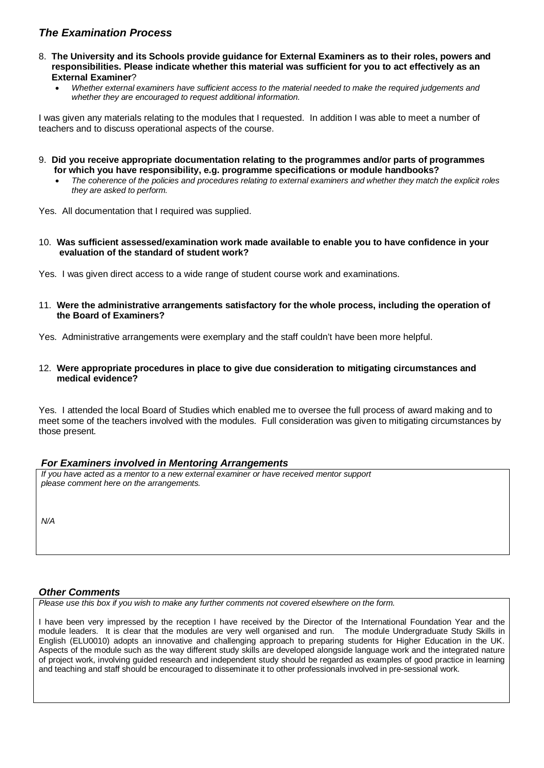### *The Examination Process*

8. **The University and its Schools provide guidance for External Examiners as to their roles, powers and responsibilities. Please indicate whether this material was sufficient for you to act effectively as an External Examiner**?
   - *Whether external examiners have sufficient access to the material needed to make the required judgements and whether they are encouraged to request additional information.*

I was given any materials relating to the modules that I requested. In addition I was able to meet a number of teachers and to discuss operational aspects of the course.

9. **Did you receive appropriate documentation relating to the programmes and/or parts of programmes for which you have responsibility, e.g. programme specifications or module handbooks?**
   - *The coherence of the policies and procedures relating to external examiners and whether they match the explicit roles they are asked to perform.*

Yes. All documentation that I required was supplied.

10. **Was sufficient assessed/examination work made available to enable you to have confidence in your evaluation of the standard of student work?**

Yes. I was given direct access to a wide range of student course work and examinations.

11. **Were the administrative arrangements satisfactory for the whole process, including the operation of the Board of Examiners?**

Yes. Administrative arrangements were exemplary and the staff couldn't have been more helpful.

12. **Were appropriate procedures in place to give due consideration to mitigating circumstances and medical evidence?**

Yes. I attended the local Board of Studies which enabled me to oversee the full process of award making and to meet some of the teachers involved with the modules. Full consideration was given to mitigating circumstances by those present.

### *For Examiners involved in Mentoring Arrangements*

*If you have acted as a mentor to a new external examiner or have received mentor support please comment here on the arrangements.*

*N/A*

### *Other Comments*

*Please use this box if you wish to make any further comments not covered elsewhere on the form.*

I have been very impressed by the reception I have received by the Director of the International Foundation Year and the module leaders. It is clear that the modules are very well organised and run. The module Undergraduate Study Skills in English (ELU0010) adopts an innovative and challenging approach to preparing students for Higher Education in the UK. Aspects of the module such as the way different study skills are developed alongside language work and the integrated nature of project work, involving guided research and independent study should be regarded as examples of good practice in learning and teaching and staff should be encouraged to disseminate it to other professionals involved in pre-sessional work.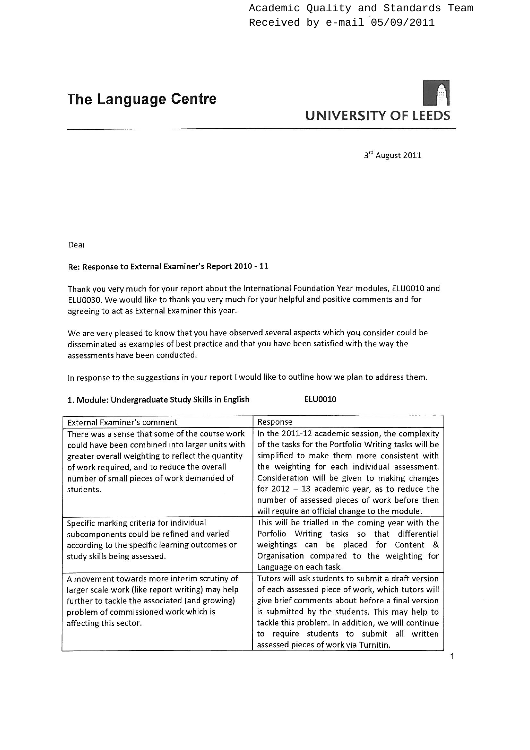Academic Quality and Standards Team
Received by e-mail 05/09/2011

# The Language Centre

UNIVERSITY OF LEEDS

3rd August 2011

Dear

**Re: Response to External Examiner's Report 2010 - 11**

Thank you very much for your report about the International Foundation Year modules, ELU0010 and ELU0030. We would like to thank you very much for your helpful and positive comments and for agreeing to act as External Examiner this year.

We are very pleased to know that you have observed several aspects which you consider could be disseminated as examples of best practice and that you have been satisfied with the way the assessments have been conducted.

In response to the suggestions in your report I would like to outline how we plan to address them.

**1. Module: Undergraduate Study Skills in English** **ELU0010**

| External Examiner's comment | Response |
| --- | --- |
| There was a sense that some of the course work could have been combined into larger units with greater overall weighting to reflect the quantity of work required, and to reduce the overall number of small pieces of work demanded of students. | In the 2011-12 academic session, the complexity of the tasks for the Portfolio Writing tasks will be simplified to make them more consistent with the weighting for each individual assessment. Consideration will be given to making changes for 2012 – 13 academic year, as to reduce the number of assessed pieces of work before then will require an official change to the module. |
| Specific marking criteria for individual subcomponents could be refined and varied according to the specific learning outcomes or study skills being assessed. | This will be trialled in the coming year with the Porfolio Writing tasks so that differential weightings can be placed for Content & Organisation compared to the weighting for Language on each task. |
| A movement towards more interim scrutiny of larger scale work (like report writing) may help further to tackle the associated (and growing) problem of commissioned work which is affecting this sector. | Tutors will ask students to submit a draft version of each assessed piece of work, which tutors will give brief comments about before a final version is submitted by the students. This may help to tackle this problem. In addition, we will continue to require students to submit all written assessed pieces of work via Turnitin. |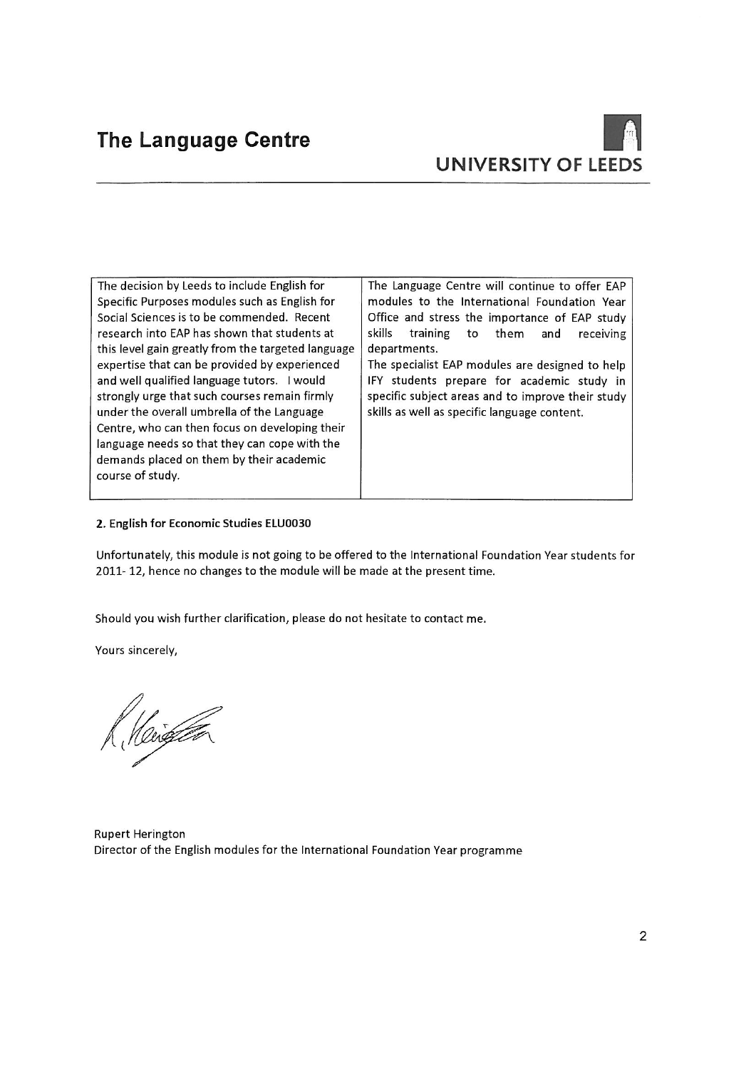# The Language Centre

**UNIVERSITY OF LEEDS**

| | |
|---|---|
| The decision by Leeds to include English for Specific Purposes modules such as English for Social Sciences is to be commended. Recent research into EAP has shown that students at this level gain greatly from the targeted language expertise that can be provided by experienced and well qualified language tutors. I would strongly urge that such courses remain firmly under the overall umbrella of the Language Centre, who can then focus on developing their language needs so that they can cope with the demands placed on them by their academic course of study. | The Language Centre will continue to offer EAP modules to the International Foundation Year Office and stress the importance of EAP study skills training to them and receiving departments. The specialist EAP modules are designed to help IFY students prepare for academic study in specific subject areas and to improve their study skills as well as specific language content. |

**2. English for Economic Studies ELU0030**

Unfortunately, this module is not going to be offered to the International Foundation Year students for 2011- 12, hence no changes to the module will be made at the present time.

Should you wish further clarification, please do not hesitate to contact me.

Yours sincerely,

Rupert Herington
Director of the English modules for the International Foundation Year programme